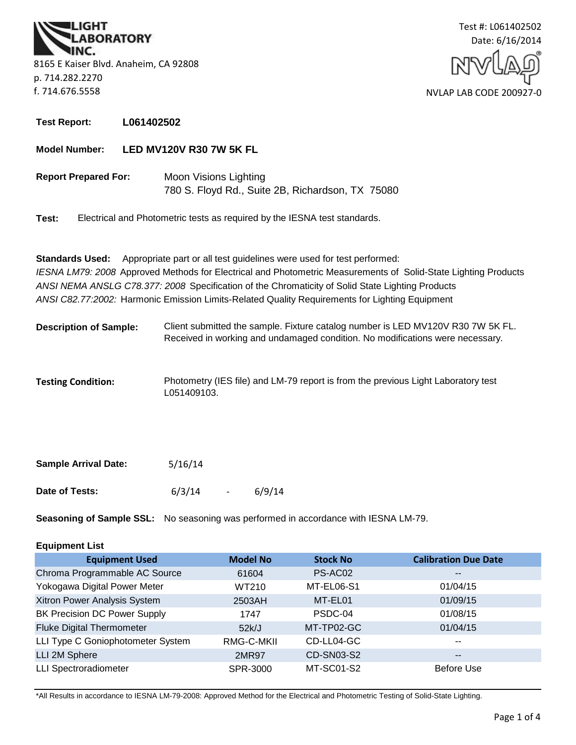LIGHT LABORATORY INC.

8165 E Kaiser Blvd. Anaheim, CA 92808
p. 714.282.2270
f. 714.676.5558

Test #: L061402502
Date: 6/16/2014

NVLAP LAB CODE 200927-0

**Test Report:** **L061402502**

**Model Number:** **LED MV120V R30 7W 5K FL**

**Report Prepared For:** Moon Visions Lighting
780 S. Floyd Rd., Suite 2B, Richardson, TX 75080

**Test:** Electrical and Photometric tests as required by the IESNA test standards.

**Standards Used:** Appropriate part or all test guidelines were used for test performed:
*IESNA LM79: 2008* Approved Methods for Electrical and Photometric Measurements of Solid-State Lighting Products
*ANSI NEMA ANSLG C78.377: 2008* Specification of the Chromaticity of Solid State Lighting Products
*ANSI C82.77:2002:* Harmonic Emission Limits-Related Quality Requirements for Lighting Equipment

**Description of Sample:** Client submitted the sample. Fixture catalog number is LED MV120V R30 7W 5K FL. Received in working and undamaged condition. No modifications were necessary.

**Testing Condition:** Photometry (IES file) and LM-79 report is from the previous Light Laboratory test L051409103.

**Sample Arrival Date:** 5/16/14

**Date of Tests:** 6/3/14 - 6/9/14

**Seasoning of Sample SSL:** No seasoning was performed in accordance with IESNA LM-79.

**Equipment List**

| Equipment Used | Model No | Stock No | Calibration Due Date |
|---|---|---|---|
| Chroma Programmable AC Source | 61604 | PS-AC02 | -- |
| Yokogawa Digital Power Meter | WT210 | MT-EL06-S1 | 01/04/15 |
| Xitron Power Analysis System | 2503AH | MT-EL01 | 01/09/15 |
| BK Precision DC Power Supply | 1747 | PSDC-04 | 01/08/15 |
| Fluke Digital Thermometer | 52k/J | MT-TP02-GC | 01/04/15 |
| LLI Type C Goniophotometer System | RMG-C-MKII | CD-LL04-GC | -- |
| LLI 2M Sphere | 2MR97 | CD-SN03-S2 | -- |
| LLI Spectroradiometer | SPR-3000 | MT-SC01-S2 | Before Use |

*All Results in accordance to IESNA LM-79-2008: Approved Method for the Electrical and Photometric Testing of Solid-State Lighting.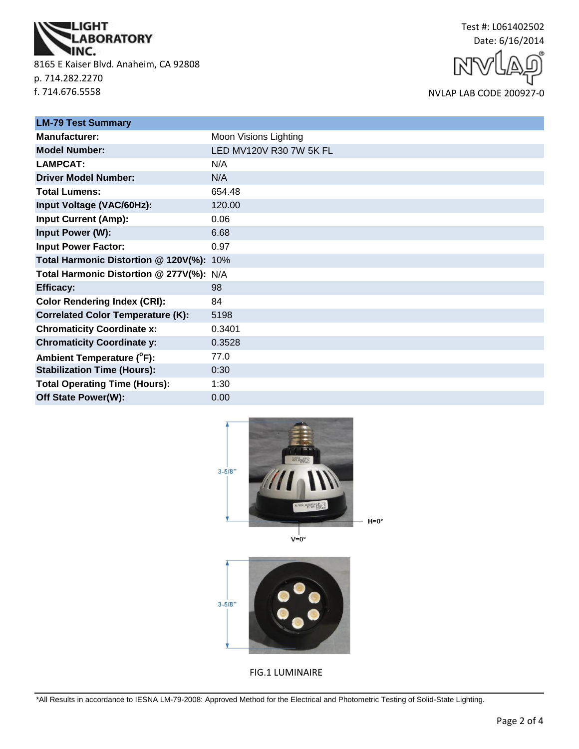LIGHT LABORATORY INC.
8165 E Kaiser Blvd. Anaheim, CA 92808
p. 714.282.2270
f. 714.676.5558

Test #: L061402502
Date: 6/16/2014

NVLAP LAB CODE 200927-0

| LM-79 Test Summary | |
|---|---|
| **Manufacturer:** | Moon Visions Lighting |
| **Model Number:** | LED MV120V R30 7W 5K FL |
| **LAMPCAT:** | N/A |
| **Driver Model Number:** | N/A |
| **Total Lumens:** | 654.48 |
| **Input Voltage (VAC/60Hz):** | 120.00 |
| **Input Current (Amp):** | 0.06 |
| **Input Power (W):** | 6.68 |
| **Input Power Factor:** | 0.97 |
| **Total Harmonic Distortion @ 120V(%):** | 10% |
| **Total Harmonic Distortion @ 277V(%):** | N/A |
| **Efficacy:** | 98 |
| **Color Rendering Index (CRI):** | 84 |
| **Correlated Color Temperature (K):** | 5198 |
| **Chromaticity Coordinate x:** | 0.3401 |
| **Chromaticity Coordinate y:** | 0.3528 |
| **Ambient Temperature (°F):** | 77.0 |
| **Stabilization Time (Hours):** | 0:30 |
| **Total Operating Time (Hours):** | 1:30 |
| **Off State Power(W):** | 0.00 |

3-5/8"

H=0°

V=0°

3-5/8"

FIG.1 LUMINAIRE

*All Results in accordance to IESNA LM-79-2008: Approved Method for the Electrical and Photometric Testing of Solid-State Lighting.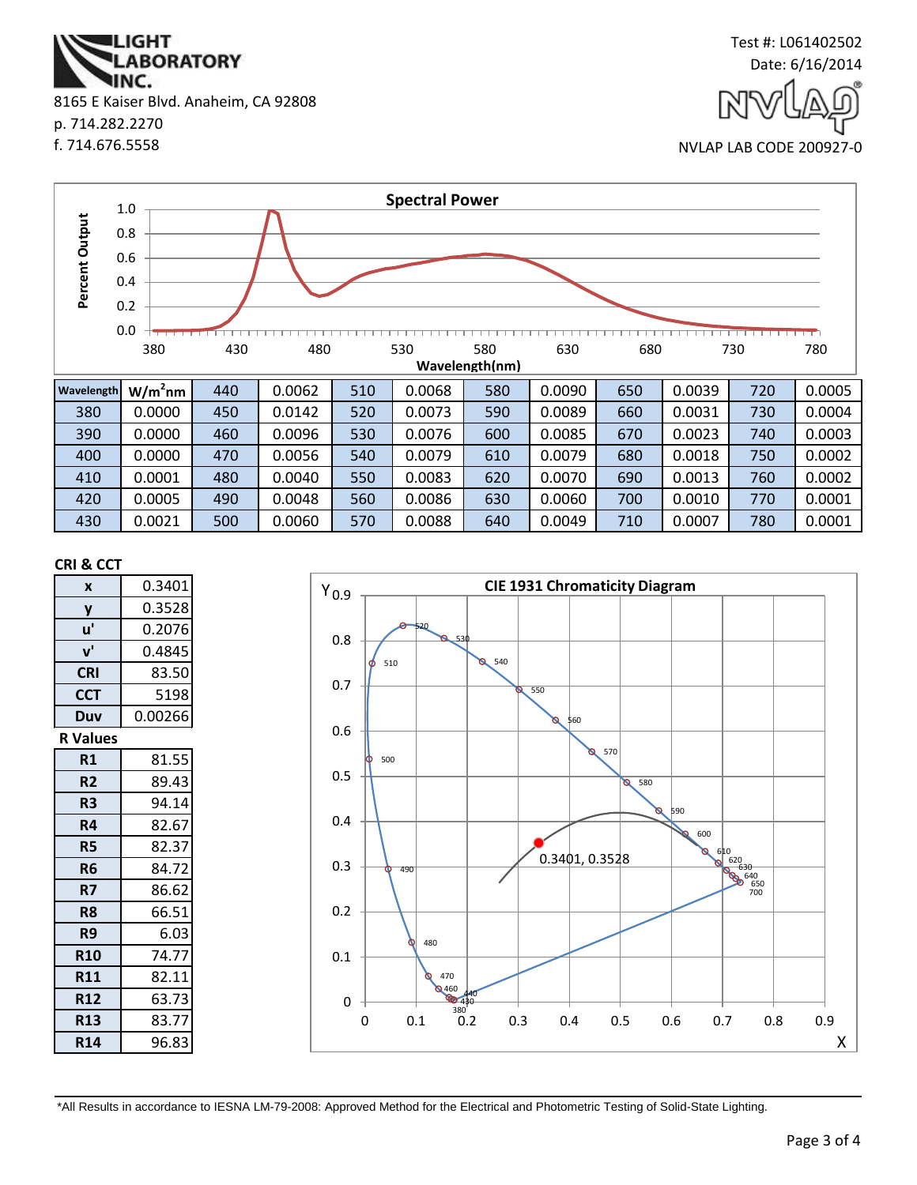LIGHT LABORATORY INC.
8165 E Kaiser Blvd. Anaheim, CA 92808
p. 714.282.2270
f. 714.676.5558

Test #: L061402502
Date: 6/16/2014

NVLAP LAB CODE 200927-0

**Spectral Power**

| Wavelength | W/m²nm | | | | | | | | | | |
|---|---|---|---|---|---|---|---|---|---|---|---|
| 380 | 0.0000 | 440 | 0.0062 | 510 | 0.0068 | 580 | 0.0090 | 650 | 0.0039 | 720 | 0.0005 |
| 390 | 0.0000 | 450 | 0.0142 | 520 | 0.0073 | 590 | 0.0089 | 660 | 0.0031 | 730 | 0.0004 |
| 400 | 0.0000 | 460 | 0.0096 | 530 | 0.0076 | 600 | 0.0085 | 670 | 0.0023 | 740 | 0.0003 |
| 410 | 0.0001 | 470 | 0.0056 | 540 | 0.0079 | 610 | 0.0079 | 680 | 0.0018 | 750 | 0.0002 |
| 420 | 0.0005 | 480 | 0.0040 | 550 | 0.0083 | 620 | 0.0070 | 690 | 0.0013 | 760 | 0.0002 |
| 430 | 0.0021 | 490 | 0.0048 | 560 | 0.0086 | 630 | 0.0060 | 700 | 0.0010 | 770 | 0.0001 |
| | | 500 | 0.0060 | 570 | 0.0088 | 640 | 0.0049 | 710 | 0.0007 | 780 | 0.0001 |

**CRI & CCT**

| | |
|---|---|
| x | 0.3401 |
| y | 0.3528 |
| u' | 0.2076 |
| v' | 0.4845 |
| CRI | 83.50 |
| CCT | 5198 |
| Duv | 0.00266 |

**R Values**

| | |
|---|---|
| R1 | 81.55 |
| R2 | 89.43 |
| R3 | 94.14 |
| R4 | 82.67 |
| R5 | 82.37 |
| R6 | 84.72 |
| R7 | 86.62 |
| R8 | 66.51 |
| R9 | 6.03 |
| R10 | 74.77 |
| R11 | 82.11 |
| R12 | 63.73 |
| R13 | 83.77 |
| R14 | 96.83 |

**CIE 1931 Chromaticity Diagram**

0.3401, 0.3528

*All Results in accordance to IESNA LM-79-2008: Approved Method for the Electrical and Photometric Testing of Solid-State Lighting.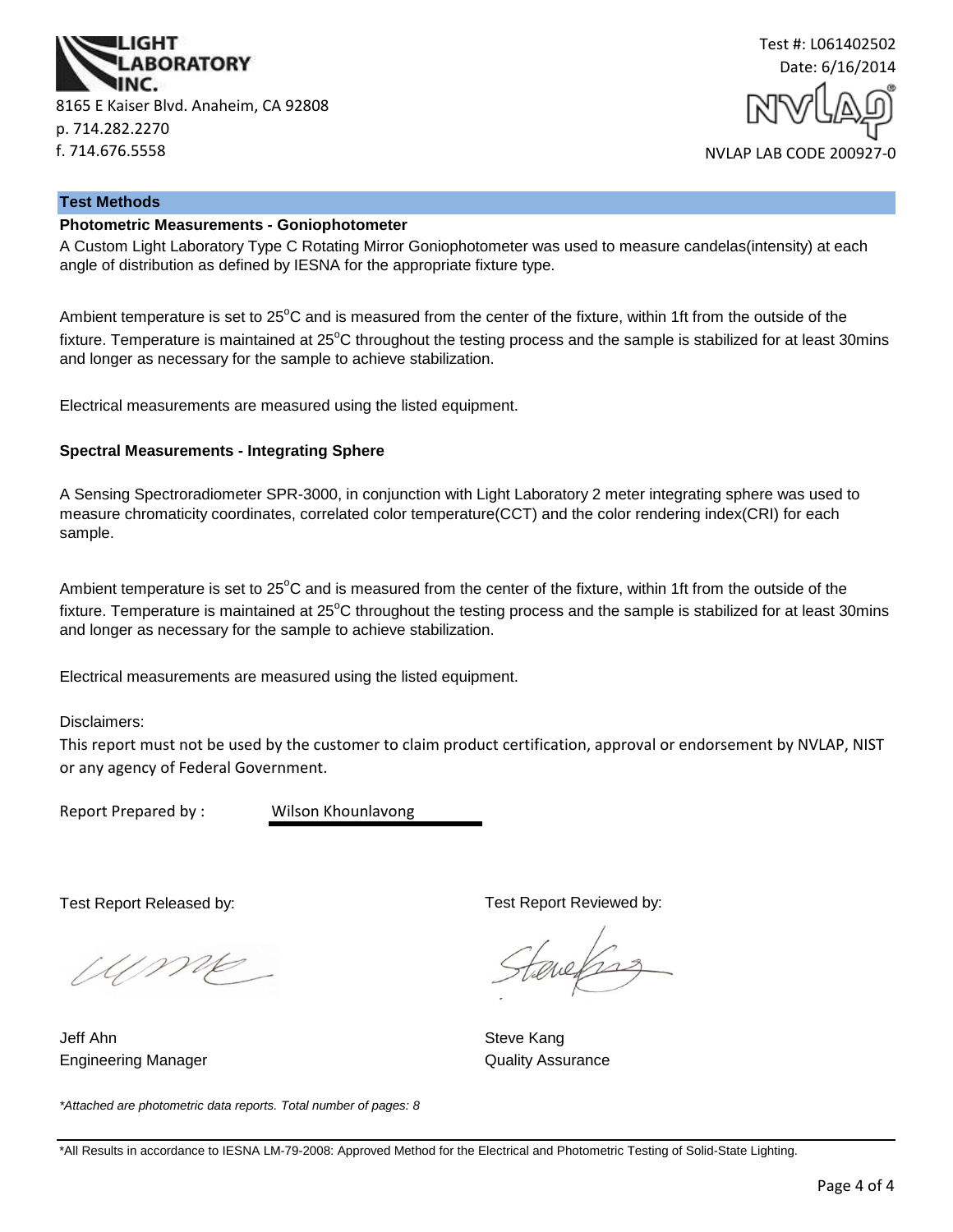**LIGHT LABORATORY INC.**

8165 E Kaiser Blvd. Anaheim, CA 92808
p. 714.282.2270
f. 714.676.5558

Test #: L061402502
Date: 6/16/2014

NVLAP LAB CODE 200927-0

## Test Methods

### Photometric Measurements - Goniophotometer

A Custom Light Laboratory Type C Rotating Mirror Goniophotometer was used to measure candelas(intensity) at each angle of distribution as defined by IESNA for the appropriate fixture type.

Ambient temperature is set to 25°C and is measured from the center of the fixture, within 1ft from the outside of the fixture. Temperature is maintained at 25°C throughout the testing process and the sample is stabilized for at least 30mins and longer as necessary for the sample to achieve stabilization.

Electrical measurements are measured using the listed equipment.

### Spectral Measurements - Integrating Sphere

A Sensing Spectroradiometer SPR-3000, in conjunction with Light Laboratory 2 meter integrating sphere was used to measure chromaticity coordinates, correlated color temperature(CCT) and the color rendering index(CRI) for each sample.

Ambient temperature is set to 25°C and is measured from the center of the fixture, within 1ft from the outside of the fixture. Temperature is maintained at 25°C throughout the testing process and the sample is stabilized for at least 30mins and longer as necessary for the sample to achieve stabilization.

Electrical measurements are measured using the listed equipment.

Disclaimers:

This report must not be used by the customer to claim product certification, approval or endorsement by NVLAP, NIST or any agency of Federal Government.

Report Prepared by : Wilson Khounlavong

Test Report Released by:

Jeff Ahn
Engineering Manager

Test Report Reviewed by:

Steve Kang
Quality Assurance

*Attached are photometric data reports. Total number of pages: 8*

*All Results in accordance to IESNA LM-79-2008: Approved Method for the Electrical and Photometric Testing of Solid-State Lighting.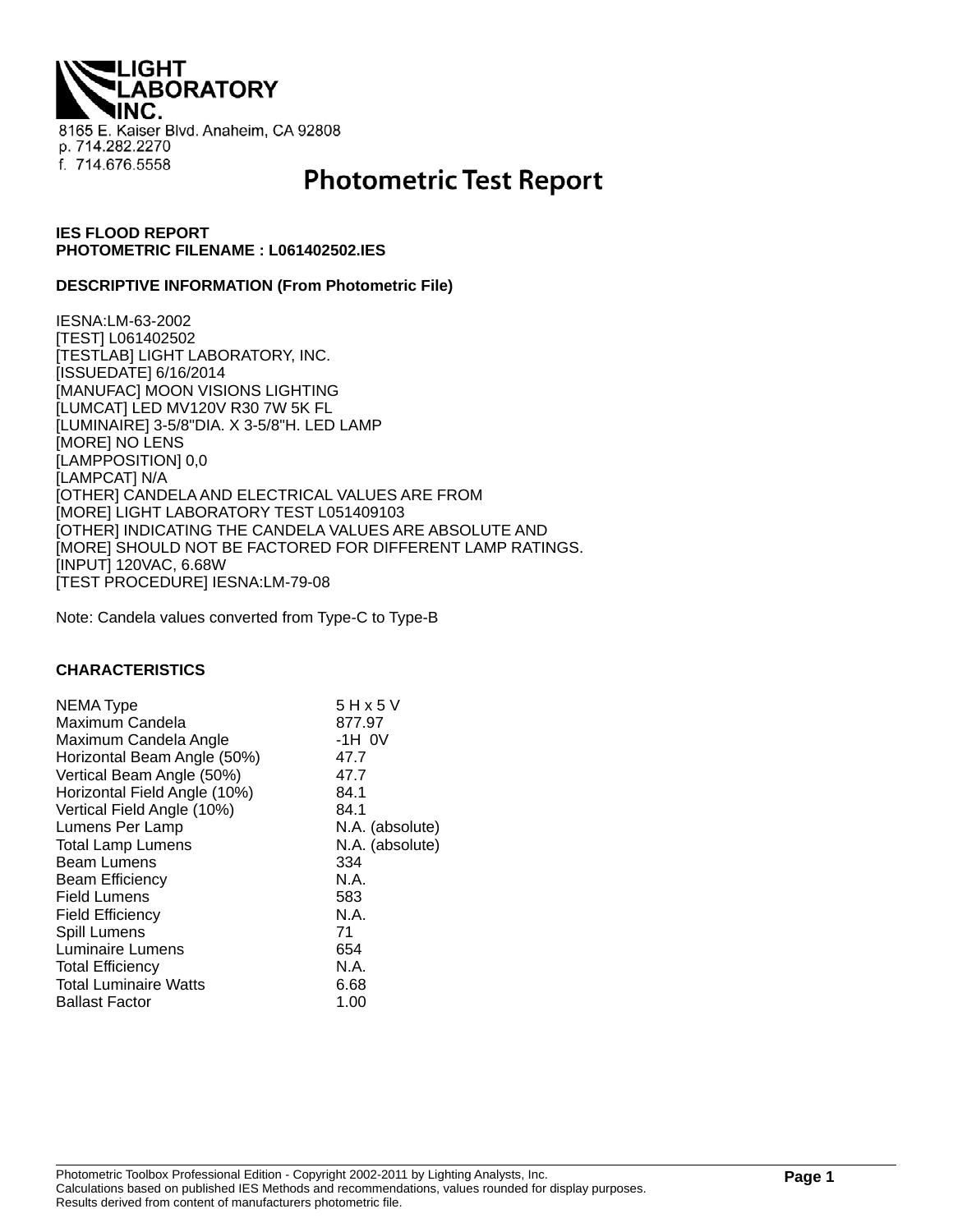LIGHT LABORATORY INC.

8165 E. Kaiser Blvd. Anaheim, CA 92808
p. 714.282.2270
f. 714.676.5558

# Photometric Test Report

**IES FLOOD REPORT**
**PHOTOMETRIC FILENAME : L061402502.IES**

**DESCRIPTIVE INFORMATION (From Photometric File)**

IESNA:LM-63-2002
[TEST] L061402502
[TESTLAB] LIGHT LABORATORY, INC.
[ISSUEDATE] 6/16/2014
[MANUFAC] MOON VISIONS LIGHTING
[LUMCAT] LED MV120V R30 7W 5K FL
[LUMINAIRE] 3-5/8"DIA. X 3-5/8"H. LED LAMP
[MORE] NO LENS
[LAMPPOSITION] 0,0
[LAMPCAT] N/A
[OTHER] CANDELA AND ELECTRICAL VALUES ARE FROM
[MORE] LIGHT LABORATORY TEST L051409103
[OTHER] INDICATING THE CANDELA VALUES ARE ABSOLUTE AND
[MORE] SHOULD NOT BE FACTORED FOR DIFFERENT LAMP RATINGS.
[INPUT] 120VAC, 6.68W
[TEST PROCEDURE] IESNA:LM-79-08

Note: Candela values converted from Type-C to Type-B

**CHARACTERISTICS**

| | |
|---|---|
| NEMA Type | 5 H x 5 V |
| Maximum Candela | 877.97 |
| Maximum Candela Angle | -1H 0V |
| Horizontal Beam Angle (50%) | 47.7 |
| Vertical Beam Angle (50%) | 47.7 |
| Horizontal Field Angle (10%) | 84.1 |
| Vertical Field Angle (10%) | 84.1 |
| Lumens Per Lamp | N.A. (absolute) |
| Total Lamp Lumens | N.A. (absolute) |
| Beam Lumens | 334 |
| Beam Efficiency | N.A. |
| Field Lumens | 583 |
| Field Efficiency | N.A. |
| Spill Lumens | 71 |
| Luminaire Lumens | 654 |
| Total Efficiency | N.A. |
| Total Luminaire Watts | 6.68 |
| Ballast Factor | 1.00 |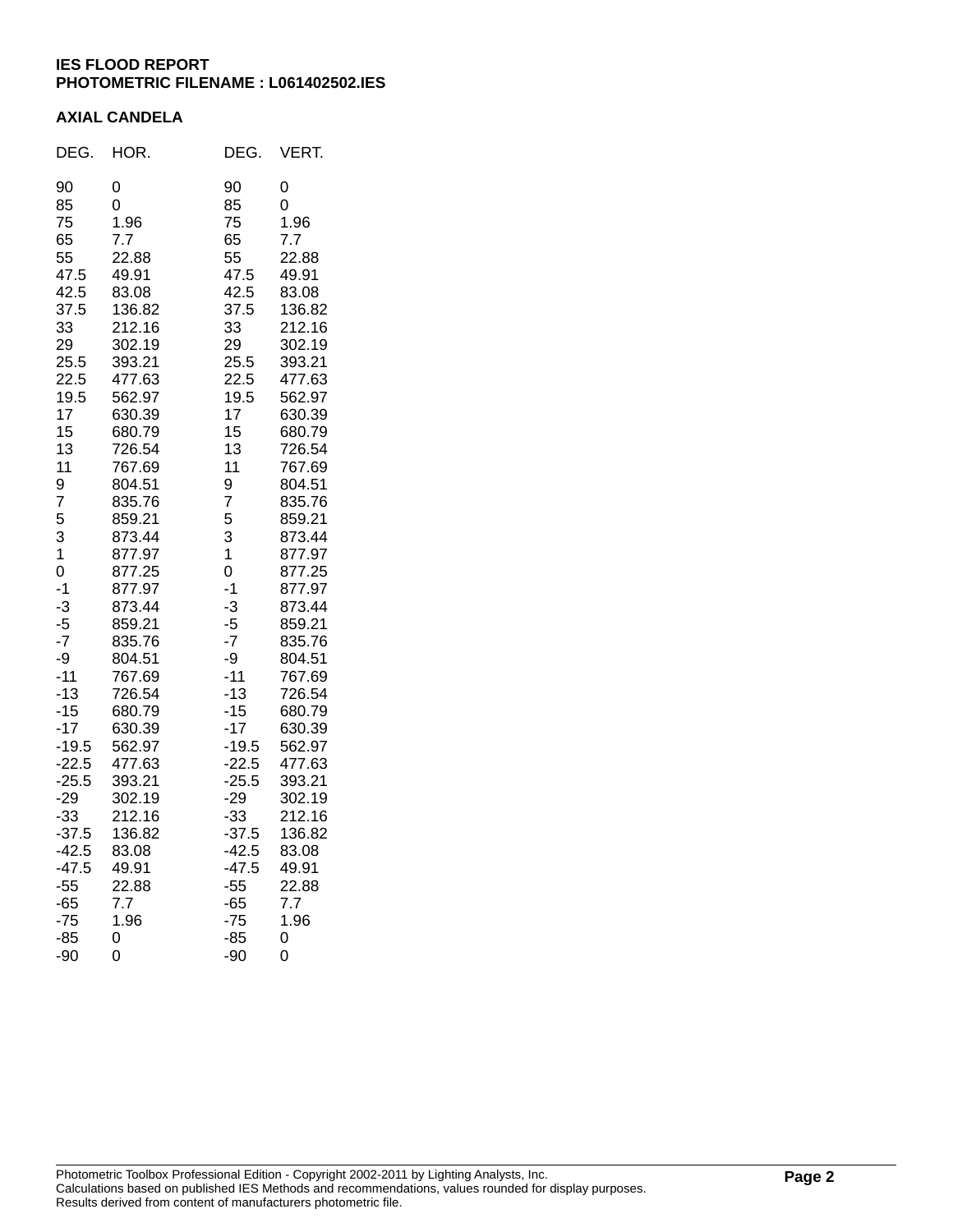**IES FLOOD REPORT**
**PHOTOMETRIC FILENAME : L061402502.IES**

**AXIAL CANDELA**

| DEG. | HOR. | DEG. | VERT. |
|---|---|---|---|
| 90 | 0 | 90 | 0 |
| 85 | 0 | 85 | 0 |
| 75 | 1.96 | 75 | 1.96 |
| 65 | 7.7 | 65 | 7.7 |
| 55 | 22.88 | 55 | 22.88 |
| 47.5 | 49.91 | 47.5 | 49.91 |
| 42.5 | 83.08 | 42.5 | 83.08 |
| 37.5 | 136.82 | 37.5 | 136.82 |
| 33 | 212.16 | 33 | 212.16 |
| 29 | 302.19 | 29 | 302.19 |
| 25.5 | 393.21 | 25.5 | 393.21 |
| 22.5 | 477.63 | 22.5 | 477.63 |
| 19.5 | 562.97 | 19.5 | 562.97 |
| 17 | 630.39 | 17 | 630.39 |
| 15 | 680.79 | 15 | 680.79 |
| 13 | 726.54 | 13 | 726.54 |
| 11 | 767.69 | 11 | 767.69 |
| 9 | 804.51 | 9 | 804.51 |
| 7 | 835.76 | 7 | 835.76 |
| 5 | 859.21 | 5 | 859.21 |
| 3 | 873.44 | 3 | 873.44 |
| 1 | 877.97 | 1 | 877.97 |
| 0 | 877.25 | 0 | 877.25 |
| -1 | 877.97 | -1 | 877.97 |
| -3 | 873.44 | -3 | 873.44 |
| -5 | 859.21 | -5 | 859.21 |
| -7 | 835.76 | -7 | 835.76 |
| -9 | 804.51 | -9 | 804.51 |
| -11 | 767.69 | -11 | 767.69 |
| -13 | 726.54 | -13 | 726.54 |
| -15 | 680.79 | -15 | 680.79 |
| -17 | 630.39 | -17 | 630.39 |
| -19.5 | 562.97 | -19.5 | 562.97 |
| -22.5 | 477.63 | -22.5 | 477.63 |
| -25.5 | 393.21 | -25.5 | 393.21 |
| -29 | 302.19 | -29 | 302.19 |
| -33 | 212.16 | -33 | 212.16 |
| -37.5 | 136.82 | -37.5 | 136.82 |
| -42.5 | 83.08 | -42.5 | 83.08 |
| -47.5 | 49.91 | -47.5 | 49.91 |
| -55 | 22.88 | -55 | 22.88 |
| -65 | 7.7 | -65 | 7.7 |
| -75 | 1.96 | -75 | 1.96 |
| -85 | 0 | -85 | 0 |
| -90 | 0 | -90 | 0 |

Photometric Toolbox Professional Edition - Copyright 2002-2011 by Lighting Analysts, Inc.
Calculations based on published IES Methods and recommendations, values rounded for display purposes.
Results derived from content of manufacturers photometric file.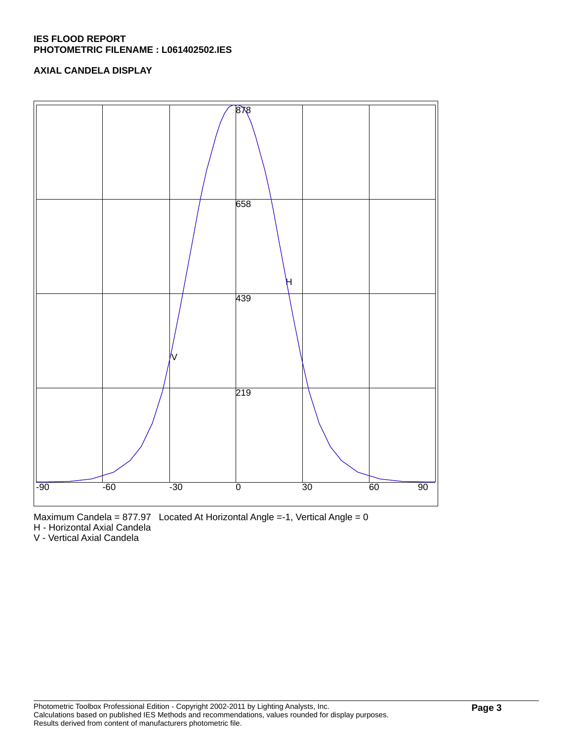**IES FLOOD REPORT**
**PHOTOMETRIC FILENAME : L061402502.IES**

**AXIAL CANDELA DISPLAY**

Maximum Candela = 877.97 Located At Horizontal Angle =-1, Vertical Angle = 0
H - Horizontal Axial Candela
V - Vertical Axial Candela

Photometric Toolbox Professional Edition - Copyright 2002-2011 by Lighting Analysts, Inc.
Calculations based on published IES Methods and recommendations, values rounded for display purposes.
Results derived from content of manufacturers photometric file.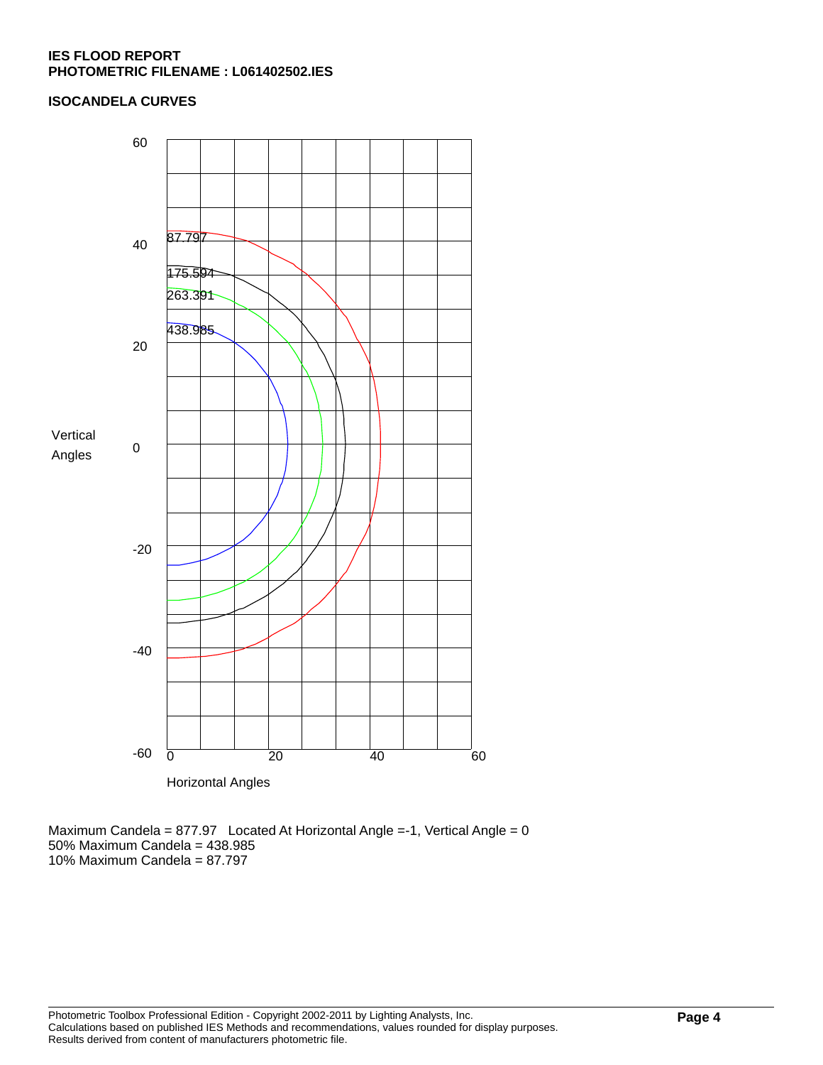**IES FLOOD REPORT**
**PHOTOMETRIC FILENAME : L061402502.IES**

**ISOCANDELA CURVES**

60

40

20

0

-20

-40

-60

Vertical Angles

87.797

175.594

263.391

438.985

0

20

40

60

Horizontal Angles

Maximum Candela = 877.97 Located At Horizontal Angle =-1, Vertical Angle = 0
50% Maximum Candela = 438.985
10% Maximum Candela = 87.797

Photometric Toolbox Professional Edition - Copyright 2002-2011 by Lighting Analysts, Inc.
Calculations based on published IES Methods and recommendations, values rounded for display purposes.
Results derived from content of manufacturers photometric file.